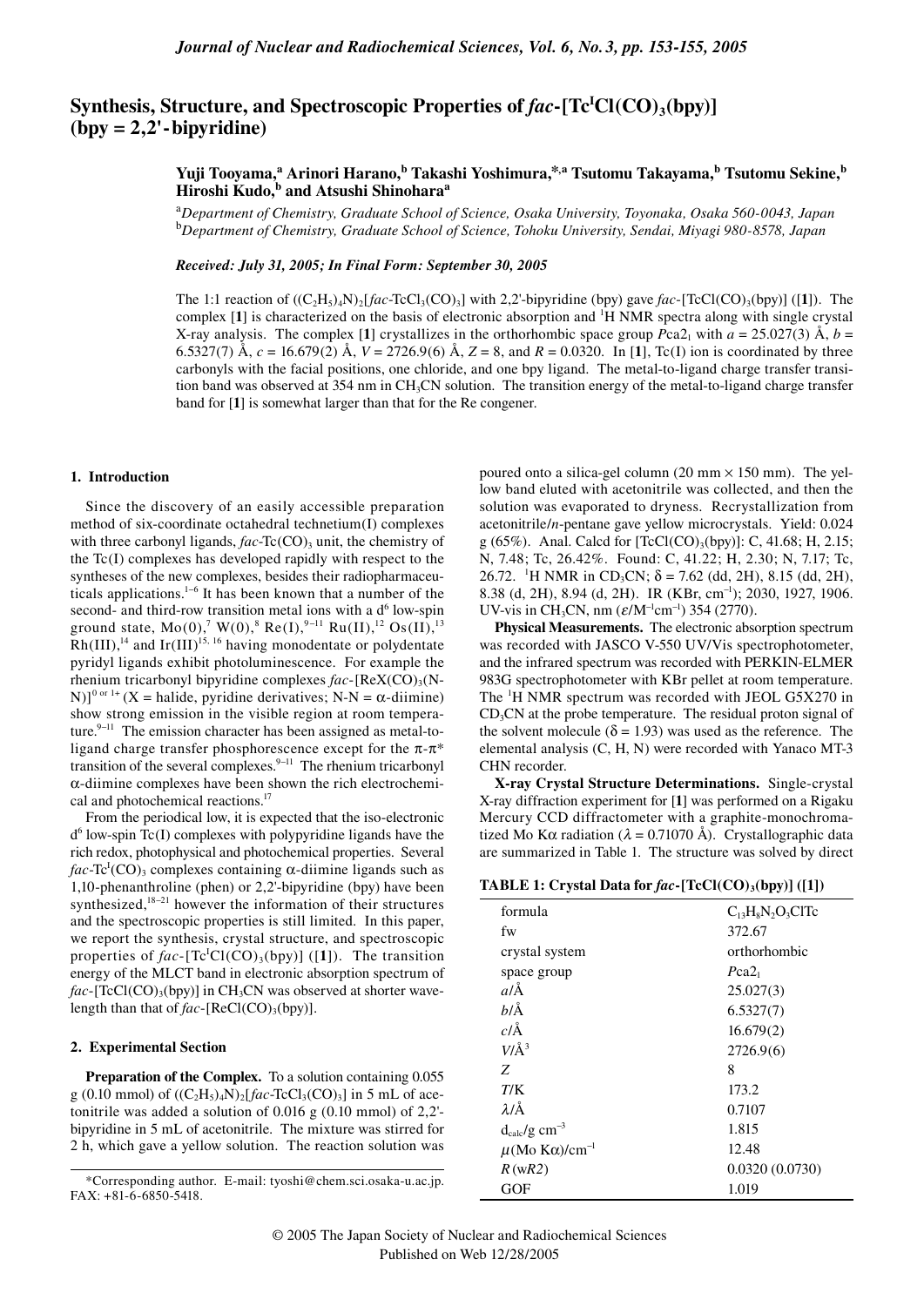# Synthesis, Structure, and Spectroscopic Properties of *fac*-[$Tc^{I}Cl(CO)_3$(bpy)] (bpy = 2,2'-bipyridine)

**Yuji Tooyama,[a] Arinori Harano,[b] Takashi Yoshimura,\*[,a] Tsutomu Takayama,[b] Tsutomu Sekine,[b] Hiroshi Kudo,[b] and Atsushi Shinohara[a]**

[a]*Department of Chemistry, Graduate School of Science, Osaka University, Toyonaka, Osaka 560-0043, Japan*
[b]*Department of Chemistry, Graduate School of Science, Tohoku University, Sendai, Miyagi 980-8578, Japan*

***Received: July 31, 2005; In Final Form: September 30, 2005***

The 1:1 reaction of $((C_2H_5)_4N)_2$[*fac*-$TcCl_3(CO)_3$] with 2,2'-bipyridine (bpy) gave *fac*-[$TcCl(CO)_3$(bpy)] ([**1**]). The complex [**1**] is characterized on the basis of electronic absorption and $^1$H NMR spectra along with single crystal X-ray analysis. The complex [**1**] crystallizes in the orthorhombic space group $Pca2_1$ with $a$ = 25.027(3) Å, $b$ = 6.5327(7) Å, $c$ = 16.679(2) Å, $V$ = 2726.9(6) Å$^3$, $Z$ = 8, and $R$ = 0.0320. In [**1**], Tc(I) ion is coordinated by three carbonyls with the facial positions, one chloride, and one bpy ligand. The metal-to-ligand charge transfer transition band was observed at 354 nm in $CH_3CN$ solution. The transition energy of the metal-to-ligand charge transfer band for [**1**] is somewhat larger than that for the Re congener.

## 1. Introduction

Since the discovery of an easily accessible preparation method of six-coordinate octahedral technetium(I) complexes with three carbonyl ligands, *fac*-$Tc(CO)_3$ unit, the chemistry of the Tc(I) complexes has developed rapidly with respect to the syntheses of the new complexes, besides their radiopharmaceuticals applications.[1–6] It has been known that a number of the second- and third-row transition metal ions with a $d^6$ low-spin ground state, Mo(0),[7] W(0),[8] Re(I),[9–11] Ru(II),[12] Os(II),[13] Rh(III),[14] and Ir(III)[15, 16] having monodentate or polydentate pyridyl ligands exhibit photoluminescence. For example the rhenium tricarbonyl bipyridine complexes *fac*-$[ReX(CO)_3(N\text{-}N)]^{0 \text{ or } 1+}$ (X = halide, pyridine derivatives; N-N = α-diimine) show strong emission in the visible region at room temperature.[9–11] The emission character has been assigned as metal-to-ligand charge transfer phosphorescence except for the π-π* transition of the several complexes.[9–11] The rhenium tricarbonyl α-diimine complexes have been shown the rich electrochemical and photochemical reactions.[17]

From the periodical low, it is expected that the iso-electronic $d^6$ low-spin Tc(I) complexes with polypyridine ligands have the rich redox, photophysical and photochemical properties. Several *fac*-$Tc^{I}(CO)_3$ complexes containing α-diimine ligands such as 1,10-phenanthroline (phen) or 2,2'-bipyridine (bpy) have been synthesized,[18–21] however the information of their structures and the spectroscopic properties is still limited. In this paper, we report the synthesis, crystal structure, and spectroscopic properties of *fac*-[$Tc^{I}Cl(CO)_3$(bpy)] ([**1**]). The transition energy of the MLCT band in electronic absorption spectrum of *fac*-[$TcCl(CO)_3$(bpy)] in $CH_3CN$ was observed at shorter wavelength than that of *fac*-[$ReCl(CO)_3$(bpy)].

## 2. Experimental Section

**Preparation of the Complex.** To a solution containing 0.055 g (0.10 mmol) of $((C_2H_5)_4N)_2$[*fac*-$TcCl_3(CO)_3$] in 5 mL of acetonitrile was added a solution of 0.016 g (0.10 mmol) of 2,2'-bipyridine in 5 mL of acetonitrile. The mixture was stirred for 2 h, which gave a yellow solution. The reaction solution was poured onto a silica-gel column (20 mm × 150 mm). The yellow band eluted with acetonitrile was collected, and then the solution was evaporated to dryness. Recrystallization from acetonitrile/*n*-pentane gave yellow microcrystals. Yield: 0.024 g (65%). Anal. Calcd for [$TcCl(CO)_3$(bpy)]: C, 41.68; H, 2.15; N, 7.48; Tc, 26.42%. Found: C, 41.22; H, 2.30; N, 7.17; Tc, 26.72. $^1$H NMR in $CD_3CN$; δ = 7.62 (dd, 2H), 8.15 (dd, 2H), 8.38 (d, 2H), 8.94 (d, 2H). IR (KBr, cm$^{-1}$); 2030, 1927, 1906. UV-vis in $CH_3CN$, nm ($\varepsilon$/M$^{-1}$cm$^{-1}$) 354 (2770).

**Physical Measurements.** The electronic absorption spectrum was recorded with JASCO V-550 UV/Vis spectrophotometer, and the infrared spectrum was recorded with PERKIN-ELMER 983G spectrophotometer with KBr pellet at room temperature. The $^1$H NMR spectrum was recorded with JEOL G5X270 in $CD_3CN$ at the probe temperature. The residual proton signal of the solvent molecule (δ = 1.93) was used as the reference. The elemental analysis (C, H, N) were recorded with Yanaco MT-3 CHN recorder.

**X-ray Crystal Structure Determinations.** Single-crystal X-ray diffraction experiment for [**1**] was performed on a Rigaku Mercury CCD diffractometer with a graphite-monochromatized Mo Kα radiation (λ = 0.71070 Å). Crystallographic data are summarized in Table 1. The structure was solved by direct

**TABLE 1: Crystal Data for *fac*-[$TcCl(CO)_3$(bpy)] ([1])**

| | |
|---|---|
| formula | $C_{13}H_8N_2O_3ClTc$ |
| fw | 372.67 |
| crystal system | orthorhombic |
| space group | $Pca2_1$ |
| $a$/Å | 25.027(3) |
| $b$/Å | 6.5327(7) |
| $c$/Å | 16.679(2) |
| $V$/Å$^3$ | 2726.9(6) |
| $Z$ | 8 |
| $T$/K | 173.2 |
| λ/Å | 0.7107 |
| $d_{calc}$/g cm$^{-3}$ | 1.815 |
| $\mu$(Mo Kα)/cm$^{-1}$ | 12.48 |
| $R$ (w$R2$) | 0.0320 (0.0730) |
| GOF | 1.019 |

\*Corresponding author. E-mail: tyoshi@chem.sci.osaka-u.ac.jp. FAX: +81-6-6850-5418.

© 2005 The Japan Society of Nuclear and Radiochemical Sciences
Published on Web 12/28/2005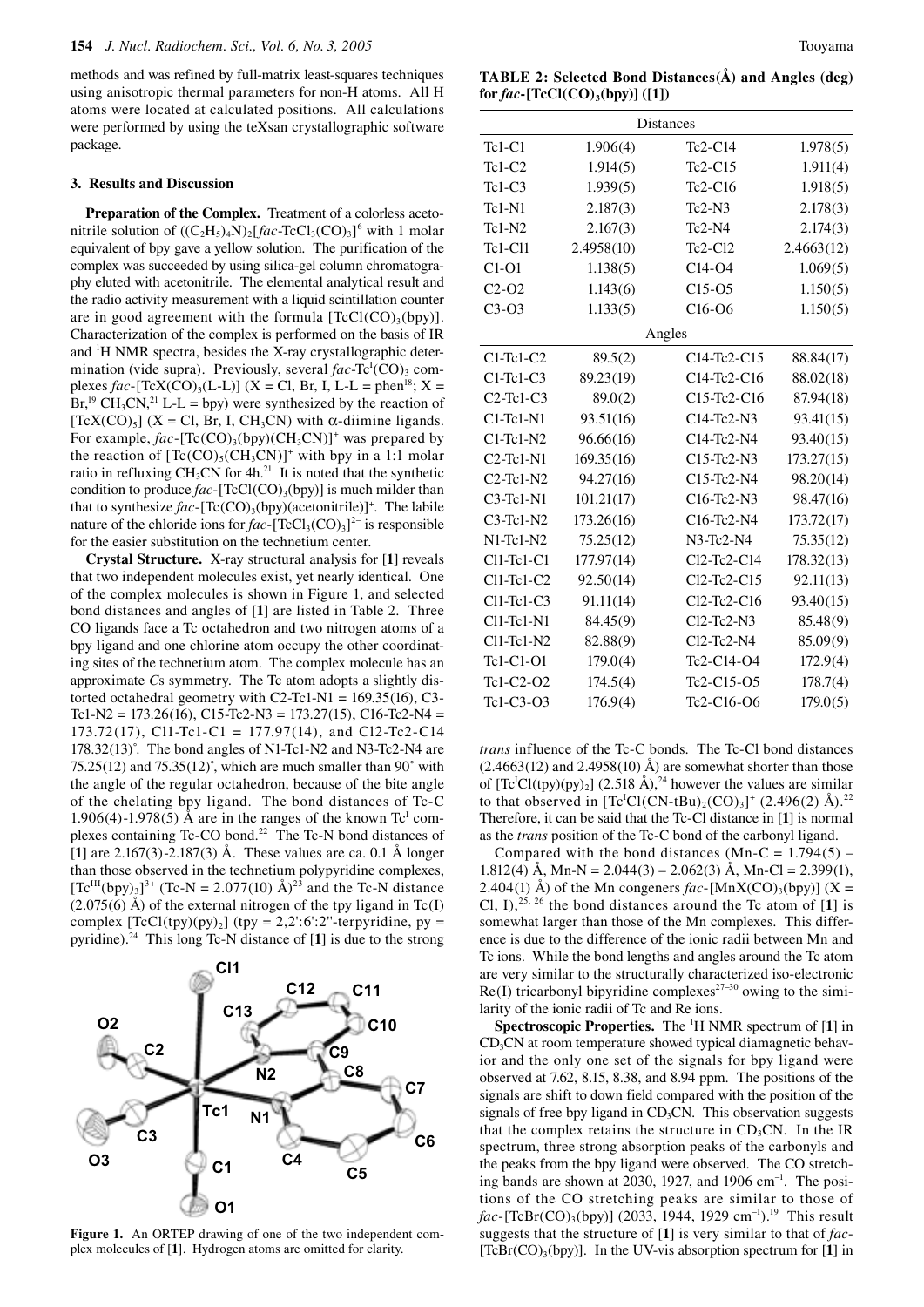methods and was refined by full-matrix least-squares techniques using anisotropic thermal parameters for non-H atoms. All H atoms were located at calculated positions. All calculations were performed by using the teXsan crystallographic software package.

### 3. Results and Discussion

**Preparation of the Complex.** Treatment of a colorless acetonitrile solution of $((C_2H_5)_4N)_2[fac\text{-}TcCl_3(CO)_3]$[6] with 1 molar equivalent of bpy gave a yellow solution. The purification of the complex was succeeded by using silica-gel column chromatography eluted with acetonitrile. The elemental analytical result and the radio activity measurement with a liquid scintillation counter are in good agreement with the formula $[TcCl(CO)_3(bpy)]$. Characterization of the complex is performed on the basis of IR and $^1$H NMR spectra, besides the X-ray crystallographic determination (vide supra). Previously, several $fac\text{-}Tc^I(CO)_3$ complexes $fac\text{-}[TcX(CO)_3(L\text{-}L)]$ (X = Cl, Br, I, L-L = phen[18]; X = Br,[19] $CH_3CN$,[21] L-L = bpy) were synthesized by the reaction of $[TcX(CO)_5]$ (X = Cl, Br, I, $CH_3CN$) with α-diimine ligands. For example, $fac\text{-}[Tc(CO)_3(bpy)(CH_3CN)]^+$ was prepared by the reaction of $[Tc(CO)_5(CH_3CN)]^+$ with bpy in a 1:1 molar ratio in refluxing $CH_3CN$ for 4h.[21] It is noted that the synthetic condition to produce $fac\text{-}[TcCl(CO)_3(bpy)]$ is much milder than that to synthesize $fac\text{-}[Tc(CO)_3(bpy)(acetonitrile)]^+$. The labile nature of the chloride ions for $fac\text{-}[TcCl_3(CO)_3]^{2-}$ is responsible for the easier substitution on the technetium center.

**Crystal Structure.** X-ray structural analysis for [**1**] reveals that two independent molecules exist, yet nearly identical. One of the complex molecules is shown in Figure 1, and selected bond distances and angles of [**1**] are listed in Table 2. Three CO ligands face a Tc octahedron and two nitrogen atoms of a bpy ligand and one chlorine atom occupy the other coordinating sites of the technetium atom. The complex molecule has an approximate *C*s symmetry. The Tc atom adopts a slightly distorted octahedral geometry with C2-Tc1-N1 = 169.35(16), C3-Tc1-N2 = 173.26(16), C15-Tc2-N3 = 173.27(15), C16-Tc2-N4 = 173.72(17), Cl1-Tc1-C1 = 177.97(14), and Cl2-Tc2-C14 178.32(13)°. The bond angles of N1-Tc1-N2 and N3-Tc2-N4 are 75.25(12) and 75.35(12)°, which are much smaller than 90° with the angle of the regular octahedron, because of the bite angle of the chelating bpy ligand. The bond distances of Tc-C 1.906(4)-1.978(5) Å are in the ranges of the known $Tc^I$ complexes containing Tc-CO bond.[22] The Tc-N bond distances of [**1**] are 2.167(3)-2.187(3) Å. These values are ca. 0.1 Å longer than those observed in the technetium polypyridine complexes, $[Tc^{III}(bpy)_3]^{3+}$ (Tc-N = 2.077(10) Å)[23] and the Tc-N distance (2.075(6) Å) of the external nitrogen of the tpy ligand in Tc(I) complex $[TcCl(tpy)(py)_2]$ (tpy = 2,2':6':2''-terpyridine, py = pyridine).[24] This long Tc-N distance of [**1**] is due to the strong *trans* influence of the Tc-C bonds. The Tc-Cl bond distances (2.4663(12) and 2.4958(10) Å) are somewhat shorter than those of $[Tc^ICl(tpy)(py)_2]$ (2.518 Å),[24] however the values are similar to that observed in $[Tc^ICl(CN\text{-}tBu)_2(CO)_3]^+$ (2.496(2) Å).[22] Therefore, it can be said that the Tc-Cl distance in [**1**] is normal as the *trans* position of the Tc-C bond of the carbonyl ligand.

Figure 1. An ORTEP drawing of one of the two independent complex molecules of [**1**]. Hydrogen atoms are omitted for clarity.

**TABLE 2: Selected Bond Distances(Å) and Angles (deg) for $fac\text{-}[TcCl(CO)_3(bpy)]$ ([1])**

| Distances | | | |
|---|---|---|---|
| Tc1-C1 | 1.906(4) | Tc2-C14 | 1.978(5) |
| Tc1-C2 | 1.914(5) | Tc2-C15 | 1.911(4) |
| Tc1-C3 | 1.939(5) | Tc2-C16 | 1.918(5) |
| Tc1-N1 | 2.187(3) | Tc2-N3 | 2.178(3) |
| Tc1-N2 | 2.167(3) | Tc2-N4 | 2.174(3) |
| Tc1-Cl1 | 2.4958(10) | Tc2-Cl2 | 2.4663(12) |
| C1-O1 | 1.138(5) | C14-O4 | 1.069(5) |
| C2-O2 | 1.143(6) | C15-O5 | 1.150(5) |
| C3-O3 | 1.133(5) | C16-O6 | 1.150(5) |
| **Angles** | | | |
| C1-Tc1-C2 | 89.5(2) | C14-Tc2-C15 | 88.84(17) |
| C1-Tc1-C3 | 89.23(19) | C14-Tc2-C16 | 88.02(18) |
| C2-Tc1-C3 | 89.0(2) | C15-Tc2-C16 | 87.94(18) |
| C1-Tc1-N1 | 93.51(16) | C14-Tc2-N3 | 93.41(15) |
| C1-Tc1-N2 | 96.66(16) | C14-Tc2-N4 | 93.40(15) |
| C2-Tc1-N1 | 169.35(16) | C15-Tc2-N3 | 173.27(15) |
| C2-Tc1-N2 | 94.27(16) | C15-Tc2-N4 | 98.20(14) |
| C3-Tc1-N1 | 101.21(17) | C16-Tc2-N3 | 98.47(16) |
| C3-Tc1-N2 | 173.26(16) | C16-Tc2-N4 | 173.72(17) |
| N1-Tc1-N2 | 75.25(12) | N3-Tc2-N4 | 75.35(12) |
| Cl1-Tc1-C1 | 177.97(14) | Cl2-Tc2-C14 | 178.32(13) |
| Cl1-Tc1-C2 | 92.50(14) | Cl2-Tc2-C15 | 92.11(13) |
| Cl1-Tc1-C3 | 91.11(14) | Cl2-Tc2-C16 | 93.40(15) |
| Cl1-Tc1-N1 | 84.45(9) | Cl2-Tc2-N3 | 85.48(9) |
| Cl1-Tc1-N2 | 82.88(9) | Cl2-Tc2-N4 | 85.09(9) |
| Tc1-C1-O1 | 179.0(4) | Tc2-C14-O4 | 172.9(4) |
| Tc1-C2-O2 | 174.5(4) | Tc2-C15-O5 | 178.7(4) |
| Tc1-C3-O3 | 176.9(4) | Tc2-C16-O6 | 179.0(5) |

Compared with the bond distances (Mn-C = 1.794(5) – 1.812(4) Å, Mn-N = 2.044(3) – 2.062(3) Å, Mn-Cl = 2.399(1), 2.404(1) Å) of the Mn congeners $fac\text{-}[MnX(CO)_3(bpy)]$ (X = Cl, I),[25, 26] the bond distances around the Tc atom of [**1**] is somewhat larger than those of the Mn complexes. This difference is due to the difference of the ionic radii between Mn and Tc ions. While the bond lengths and angles around the Tc atom are very similar to the structurally characterized iso-electronic Re(I) tricarbonyl bipyridine complexes[27–30] owing to the similarity of the ionic radii of Tc and Re ions.

**Spectroscopic Properties.** The $^1$H NMR spectrum of [**1**] in $CD_3CN$ at room temperature showed typical diamagnetic behavior and the only one set of the signals for bpy ligand were observed at 7.62, 8.15, 8.38, and 8.94 ppm. The positions of the signals are shift to down field compared with the position of the signals of free bpy ligand in $CD_3CN$. This observation suggests that the complex retains the structure in $CD_3CN$. In the IR spectrum, three strong absorption peaks of the carbonyls and the peaks from the bpy ligand were observed. The CO stretching bands are shown at 2030, 1927, and 1906 cm$^{-1}$. The positions of the CO stretching peaks are similar to those of $fac\text{-}[TcBr(CO)_3(bpy)]$ (2033, 1944, 1929 cm$^{-1}$).[19] This result suggests that the structure of [**1**] is very similar to that of $fac\text{-}[TcBr(CO)_3(bpy)]$. In the UV-vis absorption spectrum for [**1**] in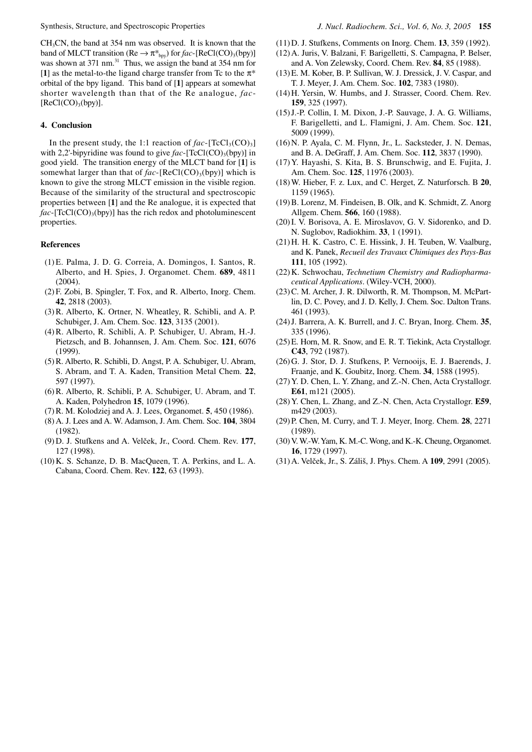$CH_3CN$, the band at 354 nm was observed. It is known that the band of MLCT transition (Re → $\pi^*_{bpy}$) for *fac*-$[ReCl(CO)_3(bpy)]$ was shown at 371 nm.[31] Thus, we assign the band at 354 nm for [**1**] as the metal-to-the ligand charge transfer from Tc to the $\pi^*$ orbital of the bpy ligand. This band of [**1**] appears at somewhat shorter wavelength than that of the Re analogue, *fac*-$[ReCl(CO)_3(bpy)]$.

#### 4. Conclusion

In the present study, the 1:1 reaction of *fac*-$[TcCl_3(CO)_3]$ with 2,2'-bipyridine was found to give *fac*-$[TcCl(CO)_3(bpy)]$ in good yield. The transition energy of the MLCT band for [**1**] is somewhat larger than that of *fac*-$[ReCl(CO)_3(bpy)]$ which is known to give the strong MLCT emission in the visible region. Because of the similarity of the structural and spectroscopic properties between [**1**] and the Re analogue, it is expected that *fac*-$[TcCl(CO)_3(bpy)]$ has the rich redox and photoluminescent properties.

#### References

(1) E. Palma, J. D. G. Correia, A. Domingos, I. Santos, R. Alberto, and H. Spies, J. Organomet. Chem. **689**, 4811 (2004).
(2) F. Zobi, B. Spingler, T. Fox, and R. Alberto, Inorg. Chem. **42**, 2818 (2003).
(3) R. Alberto, K. Ortner, N. Wheatley, R. Schibli, and A. P. Schubiger, J. Am. Chem. Soc. **123**, 3135 (2001).
(4) R. Alberto, R. Schibli, A. P. Schubiger, U. Abram, H.-J. Pietzsch, and B. Johannsen, J. Am. Chem. Soc. **121**, 6076 (1999).
(5) R. Alberto, R. Schibli, D. Angst, P. A. Schubiger, U. Abram, S. Abram, and T. A. Kaden, Transition Metal Chem. **22**, 597 (1997).
(6) R. Alberto, R. Schibli, P. A. Schubiger, U. Abram, and T. A. Kaden, Polyhedron **15**, 1079 (1996).
(7) R. M. Kolodziej and A. J. Lees, Organomet. **5**, 450 (1986).
(8) A. J. Lees and A. W. Adamson, J. Am. Chem. Soc. **104**, 3804 (1982).
(9) D. J. Stufkens and A. Velček, Jr., Coord. Chem. Rev. **177**, 127 (1998).
(10) K. S. Schanze, D. B. MacQueen, T. A. Perkins, and L. A. Cabana, Coord. Chem. Rev. **122**, 63 (1993).
(11) D. J. Stufkens, Comments on Inorg. Chem. **13**, 359 (1992).
(12) A. Juris, V. Balzani, F. Barigelletti, S. Campagna, P. Belser, and A. Von Zelewsky, Coord. Chem. Rev. **84**, 85 (1988).
(13) E. M. Kober, B. P. Sullivan, W. J. Dressick, J. V. Caspar, and T. J. Meyer, J. Am. Chem. Soc. **102**, 7383 (1980).
(14) H. Yersin, W. Humbs, and J. Strasser, Coord. Chem. Rev. **159**, 325 (1997).
(15) J.-P. Collin, I. M. Dixon, J.-P. Sauvage, J. A. G. Williams, F. Barigelletti, and L. Flamigni, J. Am. Chem. Soc. **121**, 5009 (1999).
(16) N. P. Ayala, C. M. Flynn, Jr., L. Sacksteder, J. N. Demas, and B. A. DeGraff, J. Am. Chem. Soc. **112**, 3837 (1990).
(17) Y. Hayashi, S. Kita, B. S. Brunschwig, and E. Fujita, J. Am. Chem. Soc. **125**, 11976 (2003).
(18) W. Hieber, F. z. Lux, and C. Herget, Z. Naturforsch. B **20**, 1159 (1965).
(19) B. Lorenz, M. Findeisen, B. Olk, and K. Schmidt, Z. Anorg Allgem. Chem. **566**, 160 (1988).
(20) I. V. Borisova, A. E. Miroslavov, G. V. Sidorenko, and D. N. Suglobov, Radiokhim. **33**, 1 (1991).
(21) H. H. K. Castro, C. E. Hissink, J. H. Teuben, W. Vaalburg, and K. Panek, *Recueil des Travaux Chimiques des Pays-Bas* **111**, 105 (1992).
(22) K. Schwochau, *Technetium Chemistry and Radiopharmaceutical Applications*. (Wiley-VCH, 2000).
(23) C. M. Archer, J. R. Dilworth, R. M. Thompson, M. McPartlin, D. C. Povey, and J. D. Kelly, J. Chem. Soc. Dalton Trans. 461 (1993).
(24) J. Barrera, A. K. Burrell, and J. C. Bryan, Inorg. Chem. **35**, 335 (1996).
(25) E. Horn, M. R. Snow, and E. R. T. Tiekink, Acta Crystallogr. **C43**, 792 (1987).
(26) G. J. Stor, D. J. Stufkens, P. Vernooijs, E. J. Baerends, J. Fraanje, and K. Goubitz, Inorg. Chem. **34**, 1588 (1995).
(27) Y. D. Chen, L. Y. Zhang, and Z.-N. Chen, Acta Crystallogr. **E61**, m121 (2005).
(28) Y. Chen, L. Zhang, and Z.-N. Chen, Acta Crystallogr. **E59**, m429 (2003).
(29) P. Chen, M. Curry, and T. J. Meyer, Inorg. Chem. **28**, 2271 (1989).
(30) V. W.-W. Yam, K. M.-C. Wong, and K.-K. Cheung, Organomet. **16**, 1729 (1997).
(31) A. Velček, Jr., S. Záliš, J. Phys. Chem. A **109**, 2991 (2005).